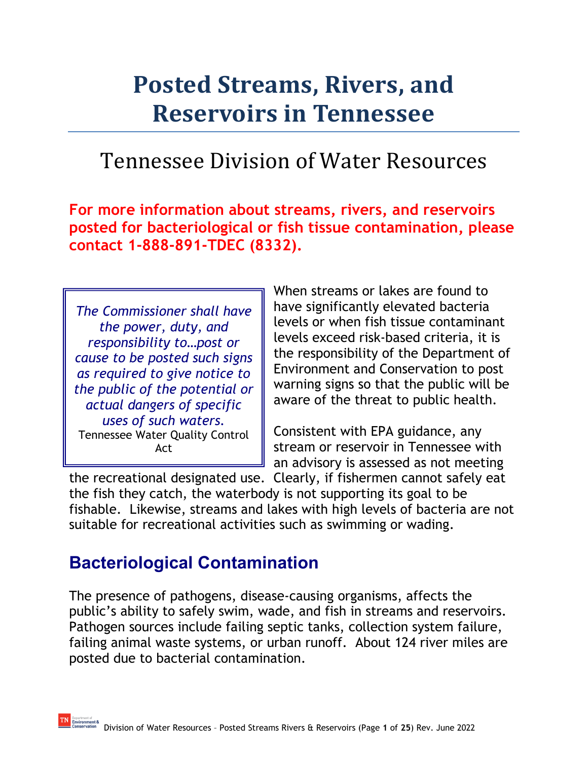# Posted Streams, Rivers, and Reservoirs in Tennessee

## Tennessee Division of Water Resources

**For more information about streams, rivers, and reservoirs posted for bacteriological or fish tissue contamination, please contact 1-888-891-TDEC (8332).**

> *The Commissioner shall have the power, duty, and responsibility to…post or cause to be posted such signs as required to give notice to the public of the potential or actual dangers of specific uses of such waters.*
> Tennessee Water Quality Control Act

When streams or lakes are found to have significantly elevated bacteria levels or when fish tissue contaminant levels exceed risk-based criteria, it is the responsibility of the Department of Environment and Conservation to post warning signs so that the public will be aware of the threat to public health.

Consistent with EPA guidance, any stream or reservoir in Tennessee with an advisory is assessed as not meeting the recreational designated use. Clearly, if fishermen cannot safely eat the fish they catch, the waterbody is not supporting its goal to be fishable. Likewise, streams and lakes with high levels of bacteria are not suitable for recreational activities such as swimming or wading.

## Bacteriological Contamination

The presence of pathogens, disease-causing organisms, affects the public's ability to safely swim, wade, and fish in streams and reservoirs. Pathogen sources include failing septic tanks, collection system failure, failing animal waste systems, or urban runoff. About 124 river miles are posted due to bacterial contamination.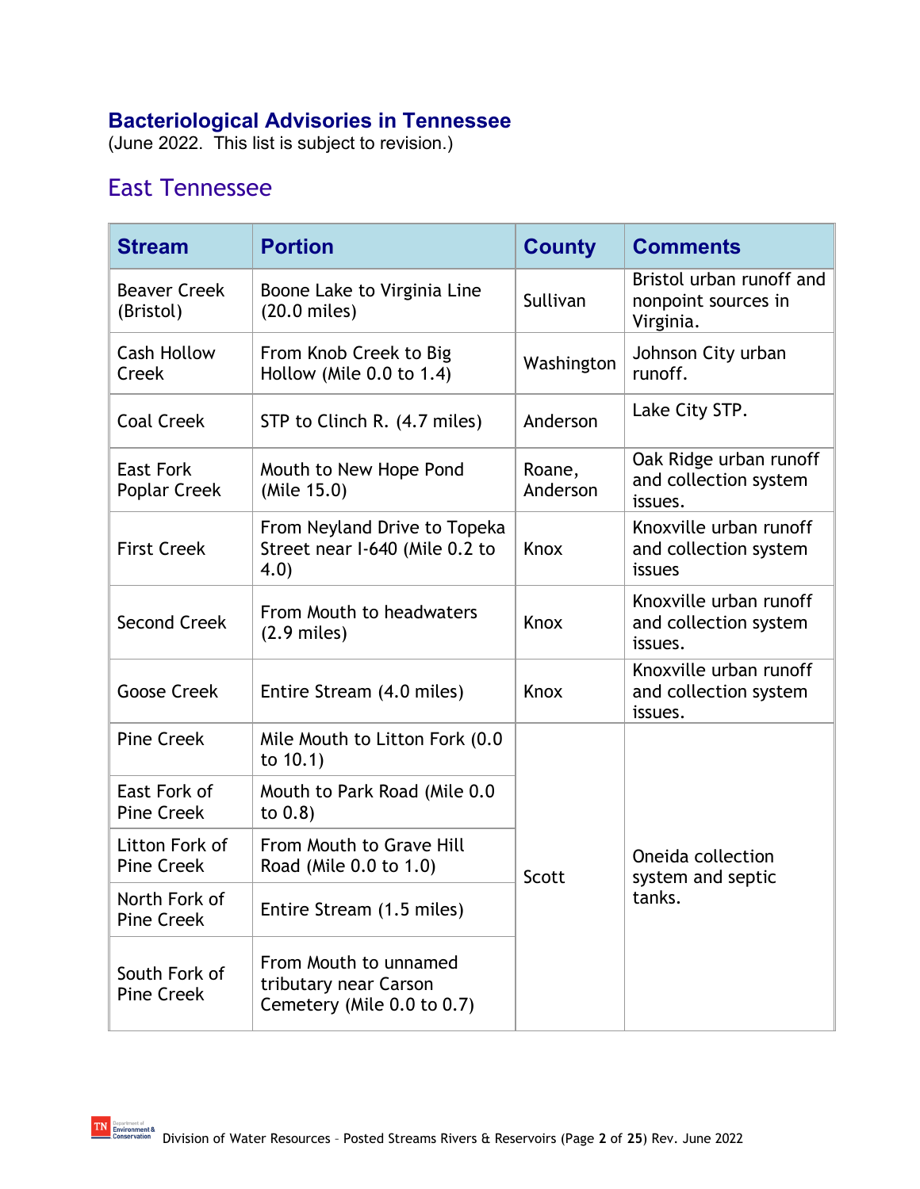## Bacteriological Advisories in Tennessee

(June 2022. This list is subject to revision.)

### East Tennessee

| Stream | Portion | County | Comments |
|---|---|---|---|
| Beaver Creek (Bristol) | Boone Lake to Virginia Line (20.0 miles) | Sullivan | Bristol urban runoff and nonpoint sources in Virginia. |
| Cash Hollow Creek | From Knob Creek to Big Hollow (Mile 0.0 to 1.4) | Washington | Johnson City urban runoff. |
| Coal Creek | STP to Clinch R. (4.7 miles) | Anderson | Lake City STP. |
| East Fork Poplar Creek | Mouth to New Hope Pond (Mile 15.0) | Roane, Anderson | Oak Ridge urban runoff and collection system issues. |
| First Creek | From Neyland Drive to Topeka Street near I-640 (Mile 0.2 to 4.0) | Knox | Knoxville urban runoff and collection system issues |
| Second Creek | From Mouth to headwaters (2.9 miles) | Knox | Knoxville urban runoff and collection system issues. |
| Goose Creek | Entire Stream (4.0 miles) | Knox | Knoxville urban runoff and collection system issues. |
| Pine Creek | Mile Mouth to Litton Fork (0.0 to 10.1) | Scott | Oneida collection system and septic tanks. |
| East Fork of Pine Creek | Mouth to Park Road (Mile 0.0 to 0.8) | Scott | Oneida collection system and septic tanks. |
| Litton Fork of Pine Creek | From Mouth to Grave Hill Road (Mile 0.0 to 1.0) | Scott | Oneida collection system and septic tanks. |
| North Fork of Pine Creek | Entire Stream (1.5 miles) | Scott | Oneida collection system and septic tanks. |
| South Fork of Pine Creek | From Mouth to unnamed tributary near Carson Cemetery (Mile 0.0 to 0.7) | Scott | Oneida collection system and septic tanks. |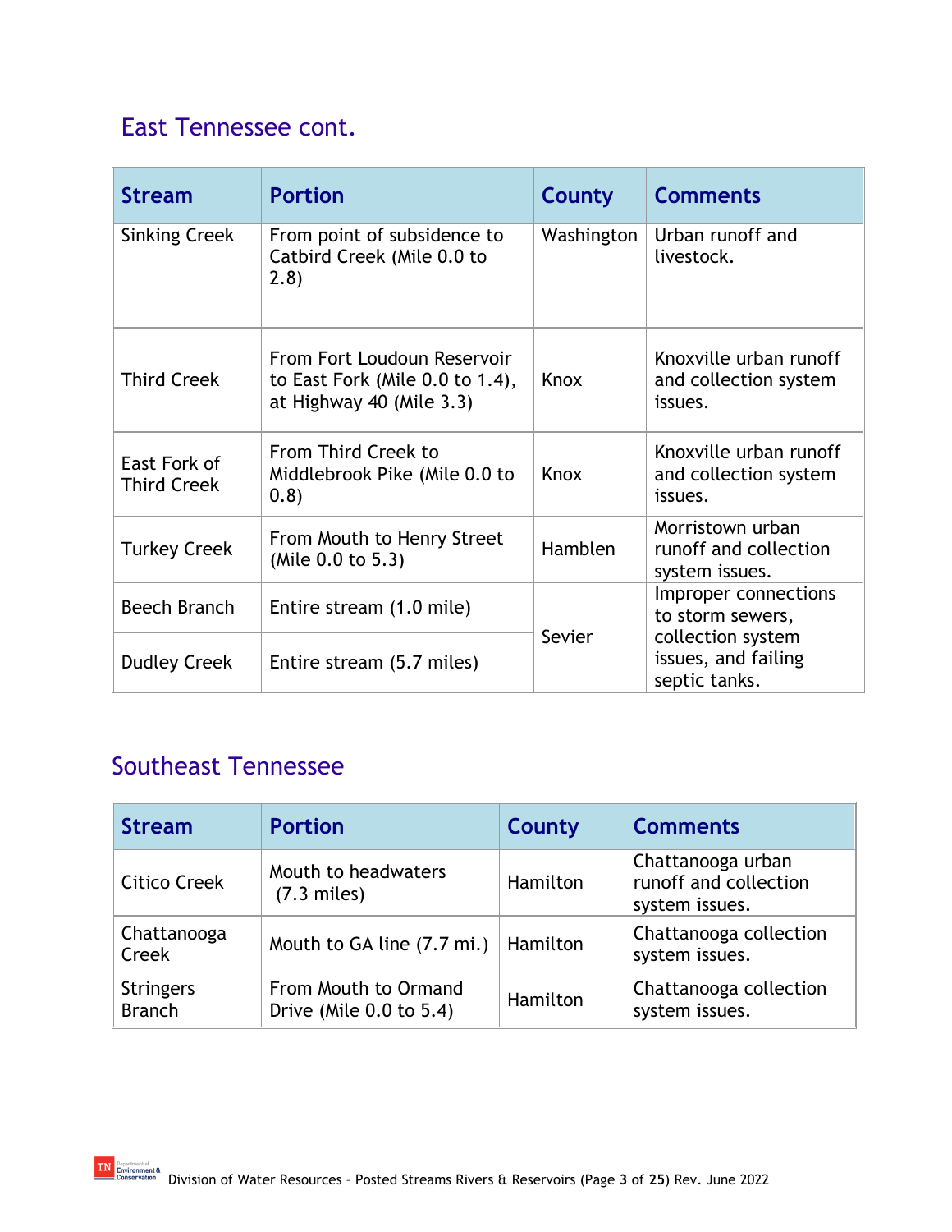## East Tennessee cont.

| Stream | Portion | County | Comments |
| --- | --- | --- | --- |
| Sinking Creek | From point of subsidence to Catbird Creek (Mile 0.0 to 2.8) | Washington | Urban runoff and livestock. |
| Third Creek | From Fort Loudoun Reservoir to East Fork (Mile 0.0 to 1.4), at Highway 40 (Mile 3.3) | Knox | Knoxville urban runoff and collection system issues. |
| East Fork of Third Creek | From Third Creek to Middlebrook Pike (Mile 0.0 to 0.8) | Knox | Knoxville urban runoff and collection system issues. |
| Turkey Creek | From Mouth to Henry Street (Mile 0.0 to 5.3) | Hamblen | Morristown urban runoff and collection system issues. |
| Beech Branch | Entire stream (1.0 mile) | Sevier | Improper connections to storm sewers, collection system issues, and failing septic tanks. |
| Dudley Creek | Entire stream (5.7 miles) | | |

## Southeast Tennessee

| Stream | Portion | County | Comments |
| --- | --- | --- | --- |
| Citico Creek | Mouth to headwaters (7.3 miles) | Hamilton | Chattanooga urban runoff and collection system issues. |
| Chattanooga Creek | Mouth to GA line (7.7 mi.) | Hamilton | Chattanooga collection system issues. |
| Stringers Branch | From Mouth to Ormand Drive (Mile 0.0 to 5.4) | Hamilton | Chattanooga collection system issues. |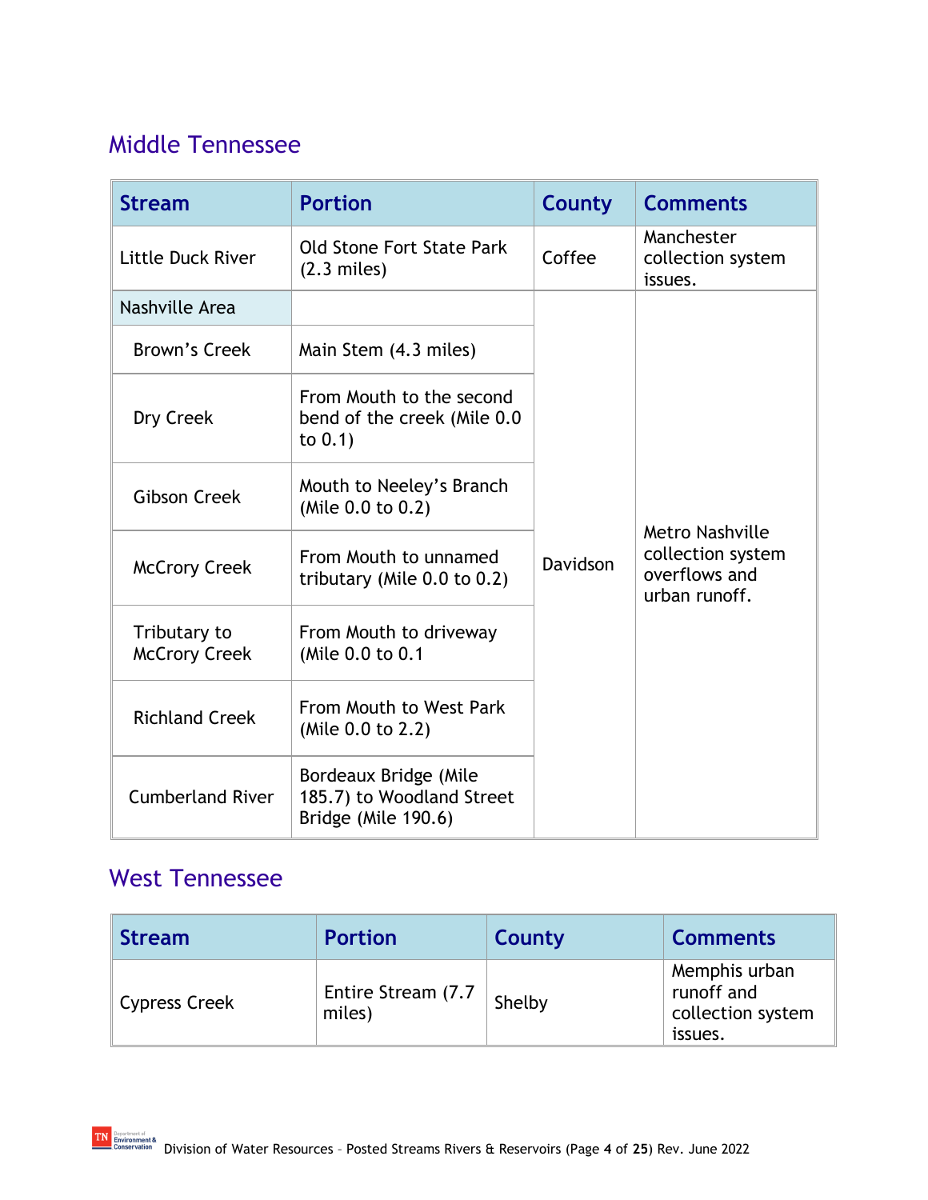## Middle Tennessee

| Stream | Portion | County | Comments |
|---|---|---|---|
| Little Duck River | Old Stone Fort State Park (2.3 miles) | Coffee | Manchester collection system issues. |
| Nashville Area | | Davidson | Metro Nashville collection system overflows and urban runoff. |
| Brown's Creek | Main Stem (4.3 miles) | | |
| Dry Creek | From Mouth to the second bend of the creek (Mile 0.0 to 0.1) | | |
| Gibson Creek | Mouth to Neeley's Branch (Mile 0.0 to 0.2) | | |
| McCrory Creek | From Mouth to unnamed tributary (Mile 0.0 to 0.2) | | |
| Tributary to McCrory Creek | From Mouth to driveway (Mile 0.0 to 0.1 | | |
| Richland Creek | From Mouth to West Park (Mile 0.0 to 2.2) | | |
| Cumberland River | Bordeaux Bridge (Mile 185.7) to Woodland Street Bridge (Mile 190.6) | | |

## West Tennessee

| Stream | Portion | County | Comments |
|---|---|---|---|
| Cypress Creek | Entire Stream (7.7 miles) | Shelby | Memphis urban runoff and collection system issues. |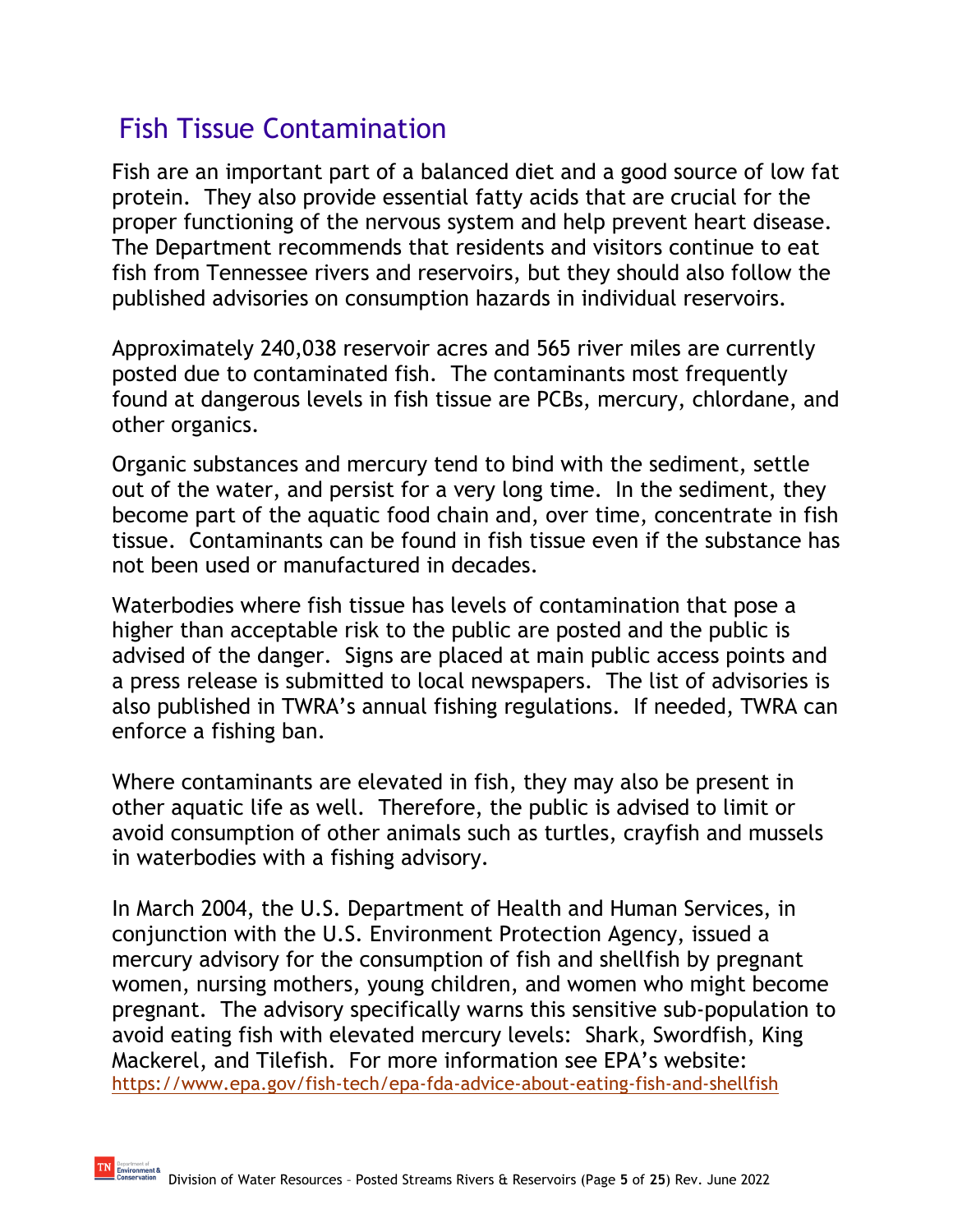## Fish Tissue Contamination

Fish are an important part of a balanced diet and a good source of low fat protein. They also provide essential fatty acids that are crucial for the proper functioning of the nervous system and help prevent heart disease. The Department recommends that residents and visitors continue to eat fish from Tennessee rivers and reservoirs, but they should also follow the published advisories on consumption hazards in individual reservoirs.

Approximately 240,038 reservoir acres and 565 river miles are currently posted due to contaminated fish. The contaminants most frequently found at dangerous levels in fish tissue are PCBs, mercury, chlordane, and other organics.

Organic substances and mercury tend to bind with the sediment, settle out of the water, and persist for a very long time. In the sediment, they become part of the aquatic food chain and, over time, concentrate in fish tissue. Contaminants can be found in fish tissue even if the substance has not been used or manufactured in decades.

Waterbodies where fish tissue has levels of contamination that pose a higher than acceptable risk to the public are posted and the public is advised of the danger. Signs are placed at main public access points and a press release is submitted to local newspapers. The list of advisories is also published in TWRA's annual fishing regulations. If needed, TWRA can enforce a fishing ban.

Where contaminants are elevated in fish, they may also be present in other aquatic life as well. Therefore, the public is advised to limit or avoid consumption of other animals such as turtles, crayfish and mussels in waterbodies with a fishing advisory.

In March 2004, the U.S. Department of Health and Human Services, in conjunction with the U.S. Environment Protection Agency, issued a mercury advisory for the consumption of fish and shellfish by pregnant women, nursing mothers, young children, and women who might become pregnant. The advisory specifically warns this sensitive sub-population to avoid eating fish with elevated mercury levels: Shark, Swordfish, King Mackerel, and Tilefish. For more information see EPA's website: https://www.epa.gov/fish-tech/epa-fda-advice-about-eating-fish-and-shellfish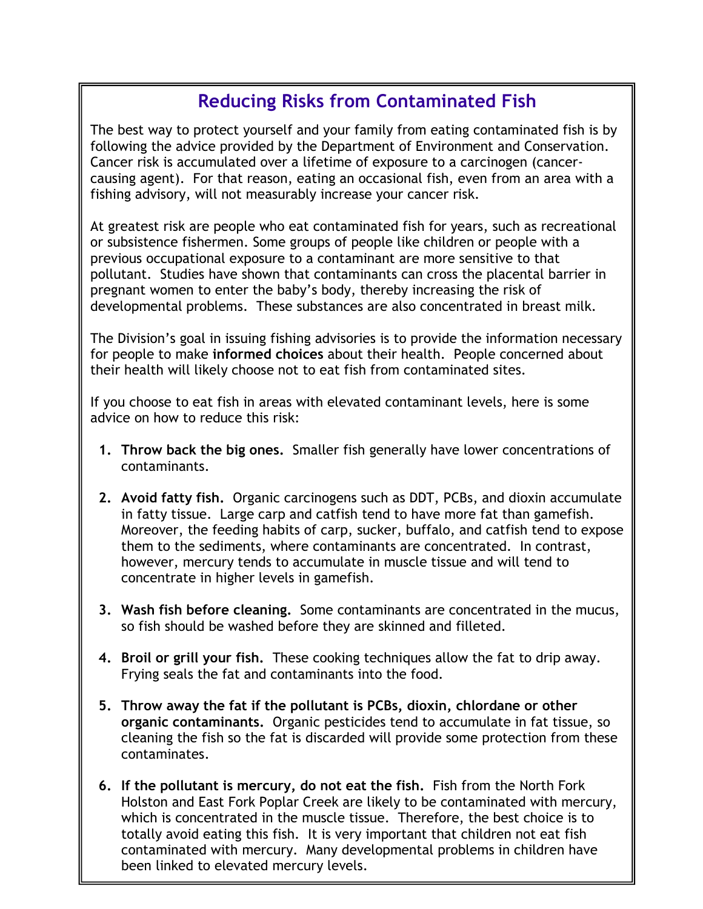## Reducing Risks from Contaminated Fish

The best way to protect yourself and your family from eating contaminated fish is by following the advice provided by the Department of Environment and Conservation. Cancer risk is accumulated over a lifetime of exposure to a carcinogen (cancer-causing agent). For that reason, eating an occasional fish, even from an area with a fishing advisory, will not measurably increase your cancer risk.

At greatest risk are people who eat contaminated fish for years, such as recreational or subsistence fishermen. Some groups of people like children or people with a previous occupational exposure to a contaminant are more sensitive to that pollutant. Studies have shown that contaminants can cross the placental barrier in pregnant women to enter the baby's body, thereby increasing the risk of developmental problems. These substances are also concentrated in breast milk.

The Division's goal in issuing fishing advisories is to provide the information necessary for people to make **informed choices** about their health. People concerned about their health will likely choose not to eat fish from contaminated sites.

If you choose to eat fish in areas with elevated contaminant levels, here is some advice on how to reduce this risk:

1. **Throw back the big ones.** Smaller fish generally have lower concentrations of contaminants.

2. **Avoid fatty fish.** Organic carcinogens such as DDT, PCBs, and dioxin accumulate in fatty tissue. Large carp and catfish tend to have more fat than gamefish. Moreover, the feeding habits of carp, sucker, buffalo, and catfish tend to expose them to the sediments, where contaminants are concentrated. In contrast, however, mercury tends to accumulate in muscle tissue and will tend to concentrate in higher levels in gamefish.

3. **Wash fish before cleaning.** Some contaminants are concentrated in the mucus, so fish should be washed before they are skinned and filleted.

4. **Broil or grill your fish.** These cooking techniques allow the fat to drip away. Frying seals the fat and contaminants into the food.

5. **Throw away the fat if the pollutant is PCBs, dioxin, chlordane or other organic contaminants.** Organic pesticides tend to accumulate in fat tissue, so cleaning the fish so the fat is discarded will provide some protection from these contaminates.

6. **If the pollutant is mercury, do not eat the fish.** Fish from the North Fork Holston and East Fork Poplar Creek are likely to be contaminated with mercury, which is concentrated in the muscle tissue. Therefore, the best choice is to totally avoid eating this fish. It is very important that children not eat fish contaminated with mercury. Many developmental problems in children have been linked to elevated mercury levels.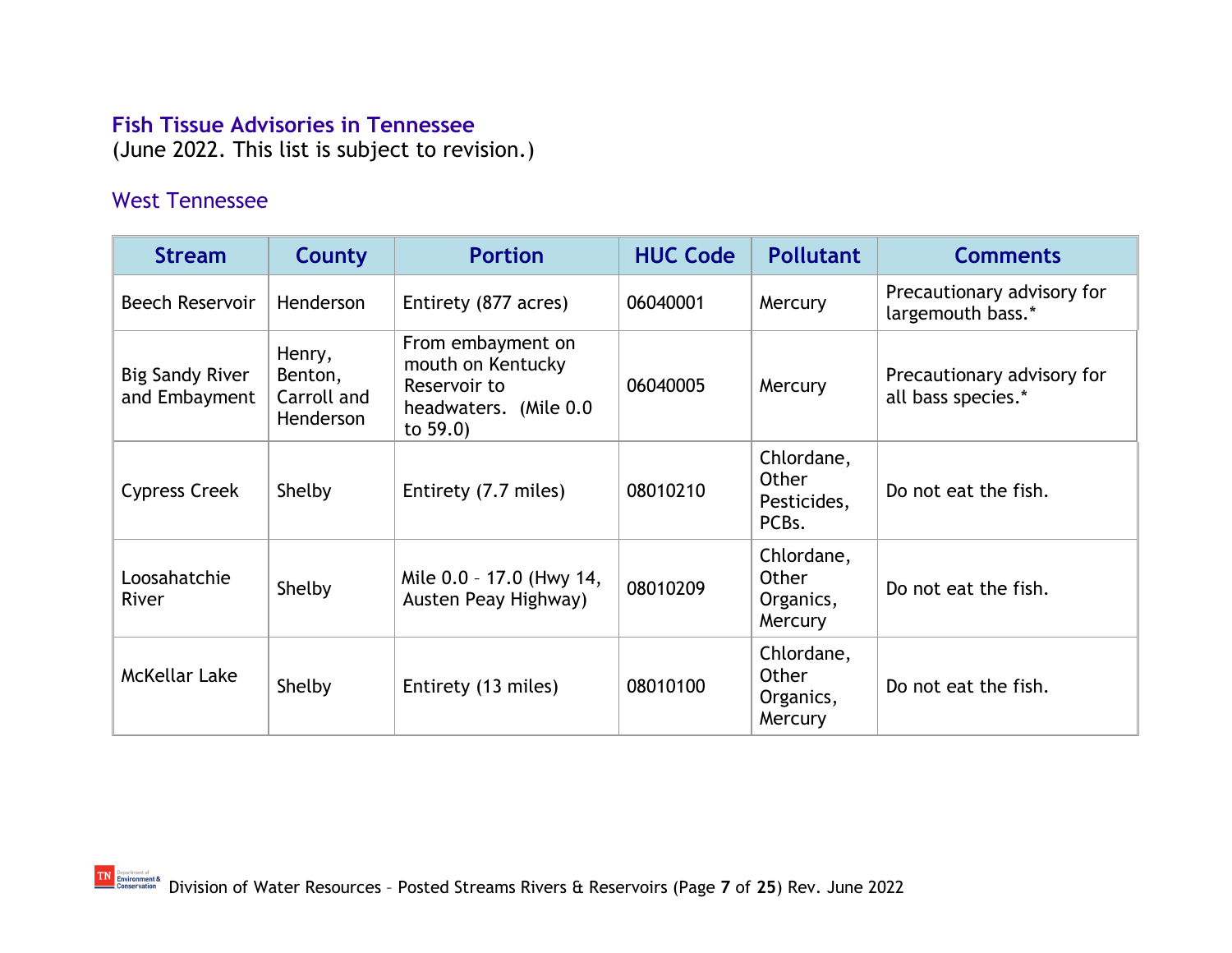## Fish Tissue Advisories in Tennessee

(June 2022. This list is subject to revision.)

### West Tennessee

| Stream | County | Portion | HUC Code | Pollutant | Comments |
|---|---|---|---|---|---|
| Beech Reservoir | Henderson | Entirety (877 acres) | 06040001 | Mercury | Precautionary advisory for largemouth bass.* |
| Big Sandy River and Embayment | Henry, Benton, Carroll and Henderson | From embayment on mouth on Kentucky Reservoir to headwaters. (Mile 0.0 to 59.0) | 06040005 | Mercury | Precautionary advisory for all bass species.* |
| Cypress Creek | Shelby | Entirety (7.7 miles) | 08010210 | Chlordane, Other Pesticides, PCBs. | Do not eat the fish. |
| Loosahatchie River | Shelby | Mile 0.0 – 17.0 (Hwy 14, Austen Peay Highway) | 08010209 | Chlordane, Other Organics, Mercury | Do not eat the fish. |
| McKellar Lake | Shelby | Entirety (13 miles) | 08010100 | Chlordane, Other Organics, Mercury | Do not eat the fish. |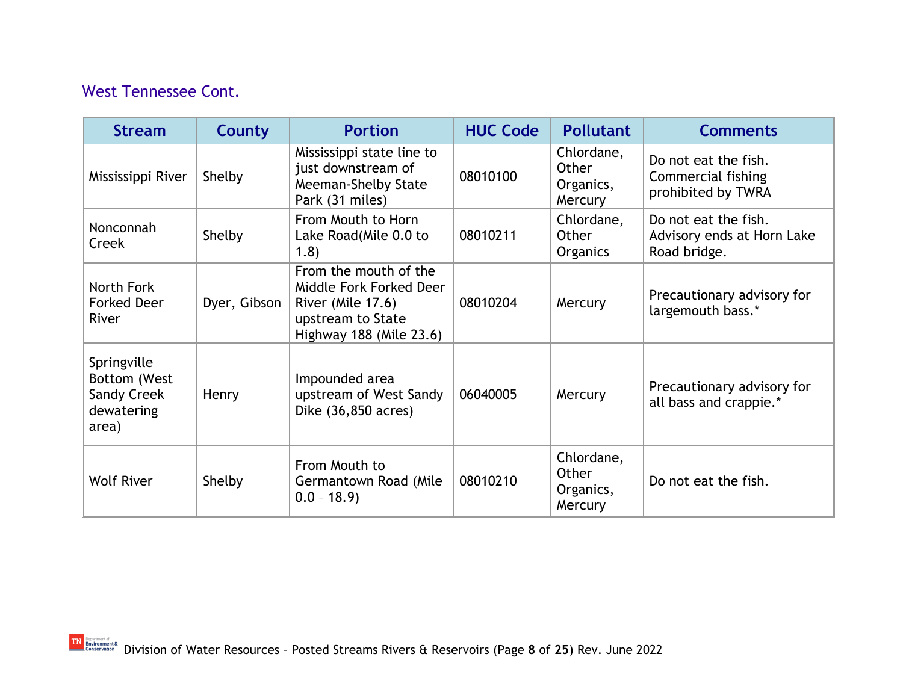## West Tennessee Cont.

| Stream | County | Portion | HUC Code | Pollutant | Comments |
|---|---|---|---|---|---|
| Mississippi River | Shelby | Mississippi state line to just downstream of Meeman-Shelby State Park (31 miles) | 08010100 | Chlordane, Other Organics, Mercury | Do not eat the fish. Commercial fishing prohibited by TWRA |
| Nonconnah Creek | Shelby | From Mouth to Horn Lake Road(Mile 0.0 to 1.8) | 08010211 | Chlordane, Other Organics | Do not eat the fish. Advisory ends at Horn Lake Road bridge. |
| North Fork Forked Deer River | Dyer, Gibson | From the mouth of the Middle Fork Forked Deer River (Mile 17.6) upstream to State Highway 188 (Mile 23.6) | 08010204 | Mercury | Precautionary advisory for largemouth bass.* |
| Springville Bottom (West Sandy Creek dewatering area) | Henry | Impounded area upstream of West Sandy Dike (36,850 acres) | 06040005 | Mercury | Precautionary advisory for all bass and crappie.* |
| Wolf River | Shelby | From Mouth to Germantown Road (Mile 0.0 – 18.9) | 08010210 | Chlordane, Other Organics, Mercury | Do not eat the fish. |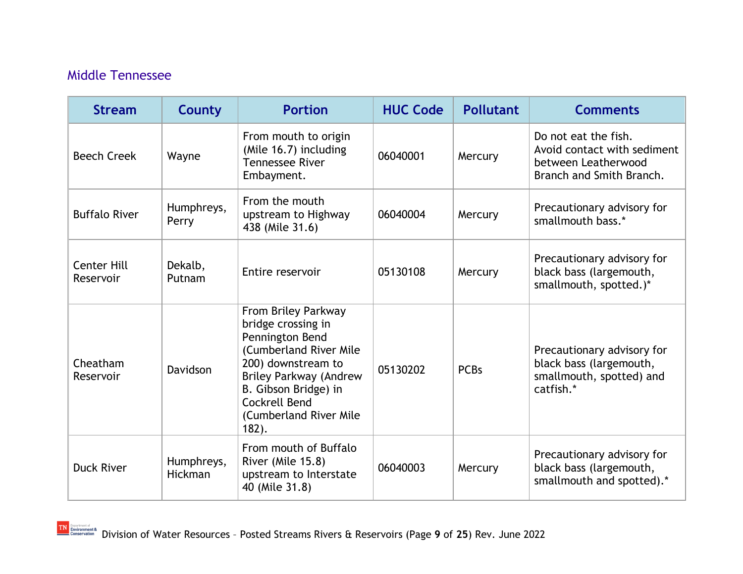## Middle Tennessee

| Stream | County | Portion | HUC Code | Pollutant | Comments |
|---|---|---|---|---|---|
| Beech Creek | Wayne | From mouth to origin (Mile 16.7) including Tennessee River Embayment. | 06040001 | Mercury | Do not eat the fish. Avoid contact with sediment between Leatherwood Branch and Smith Branch. |
| Buffalo River | Humphreys, Perry | From the mouth upstream to Highway 438 (Mile 31.6) | 06040004 | Mercury | Precautionary advisory for smallmouth bass.* |
| Center Hill Reservoir | Dekalb, Putnam | Entire reservoir | 05130108 | Mercury | Precautionary advisory for black bass (largemouth, smallmouth, spotted.)* |
| Cheatham Reservoir | Davidson | From Briley Parkway bridge crossing in Pennington Bend (Cumberland River Mile 200) downstream to Briley Parkway (Andrew B. Gibson Bridge) in Cockrell Bend (Cumberland River Mile 182). | 05130202 | PCBs | Precautionary advisory for black bass (largemouth, smallmouth, spotted) and catfish.* |
| Duck River | Humphreys, Hickman | From mouth of Buffalo River (Mile 15.8) upstream to Interstate 40 (Mile 31.8) | 06040003 | Mercury | Precautionary advisory for black bass (largemouth, smallmouth and spotted).* |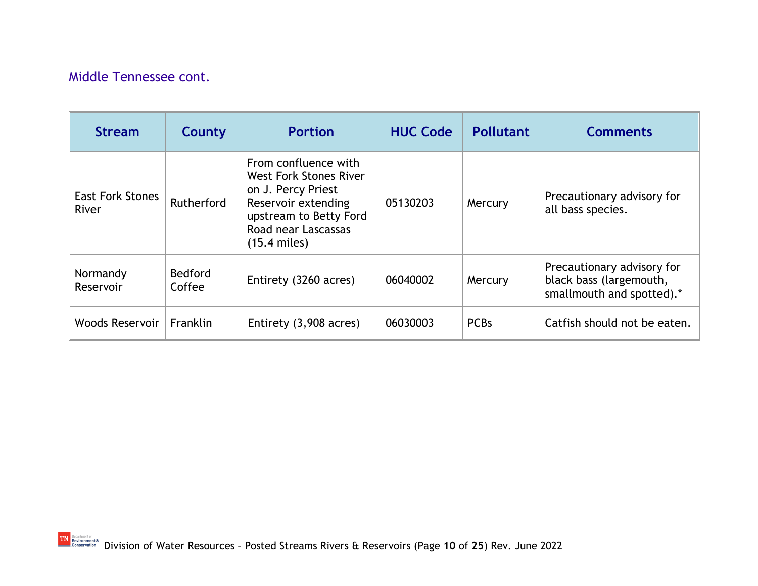## Middle Tennessee cont.

| Stream | County | Portion | HUC Code | Pollutant | Comments |
|---|---|---|---|---|---|
| East Fork Stones River | Rutherford | From confluence with West Fork Stones River on J. Percy Priest Reservoir extending upstream to Betty Ford Road near Lascassas (15.4 miles) | 05130203 | Mercury | Precautionary advisory for all bass species. |
| Normandy Reservoir | Bedford Coffee | Entirety (3260 acres) | 06040002 | Mercury | Precautionary advisory for black bass (largemouth, smallmouth and spotted).* |
| Woods Reservoir | Franklin | Entirety (3,908 acres) | 06030003 | PCBs | Catfish should not be eaten. |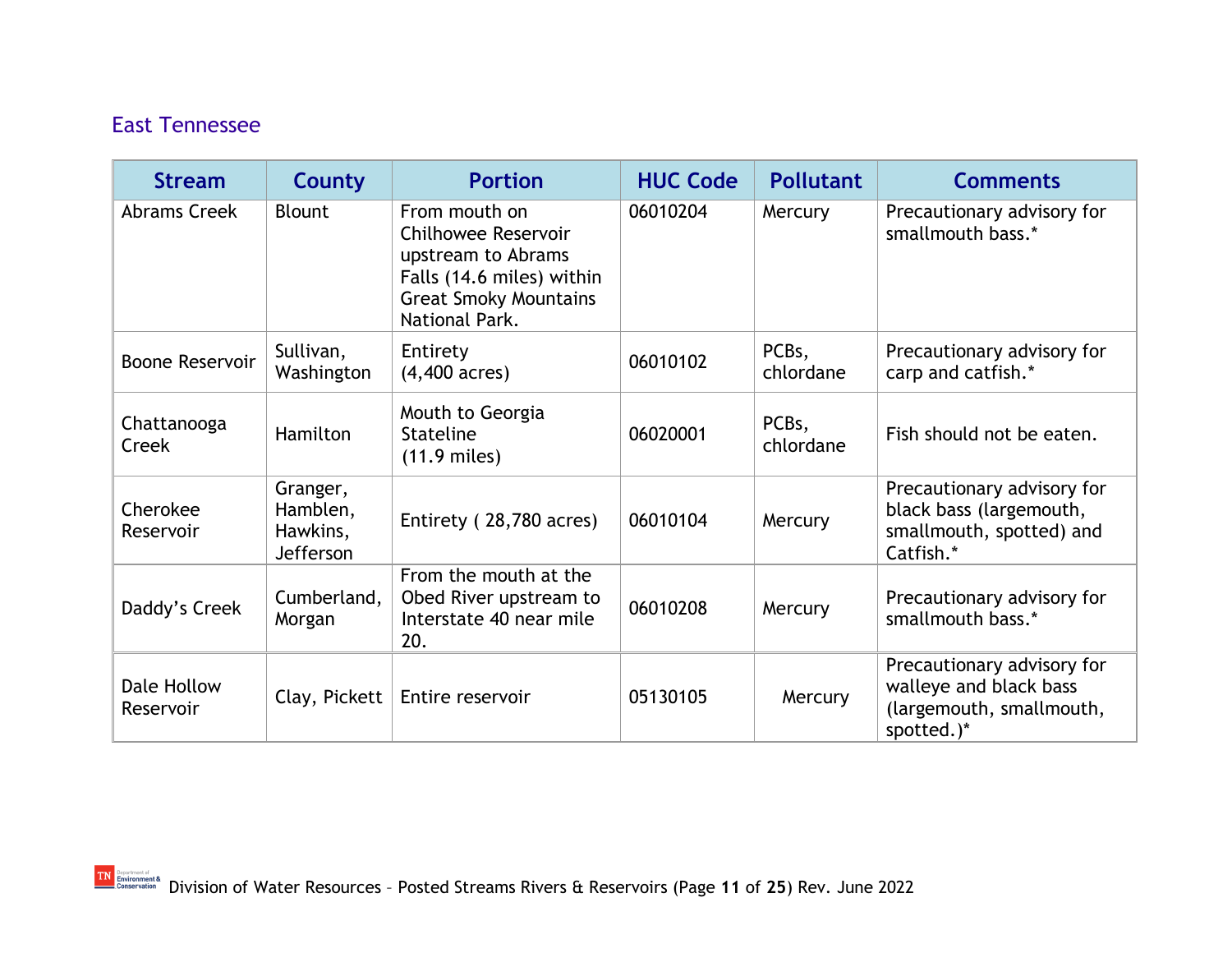## East Tennessee

| Stream | County | Portion | HUC Code | Pollutant | Comments |
|---|---|---|---|---|---|
| Abrams Creek | Blount | From mouth on Chilhowee Reservoir upstream to Abrams Falls (14.6 miles) within Great Smoky Mountains National Park. | 06010204 | Mercury | Precautionary advisory for smallmouth bass.* |
| Boone Reservoir | Sullivan, Washington | Entirety (4,400 acres) | 06010102 | PCBs, chlordane | Precautionary advisory for carp and catfish.* |
| Chattanooga Creek | Hamilton | Mouth to Georgia Stateline (11.9 miles) | 06020001 | PCBs, chlordane | Fish should not be eaten. |
| Cherokee Reservoir | Granger, Hamblen, Hawkins, Jefferson | Entirety ( 28,780 acres) | 06010104 | Mercury | Precautionary advisory for black bass (largemouth, smallmouth, spotted) and Catfish.* |
| Daddy's Creek | Cumberland, Morgan | From the mouth at the Obed River upstream to Interstate 40 near mile 20. | 06010208 | Mercury | Precautionary advisory for smallmouth bass.* |
| Dale Hollow Reservoir | Clay, Pickett | Entire reservoir | 05130105 | Mercury | Precautionary advisory for walleye and black bass (largemouth, smallmouth, spotted.)* |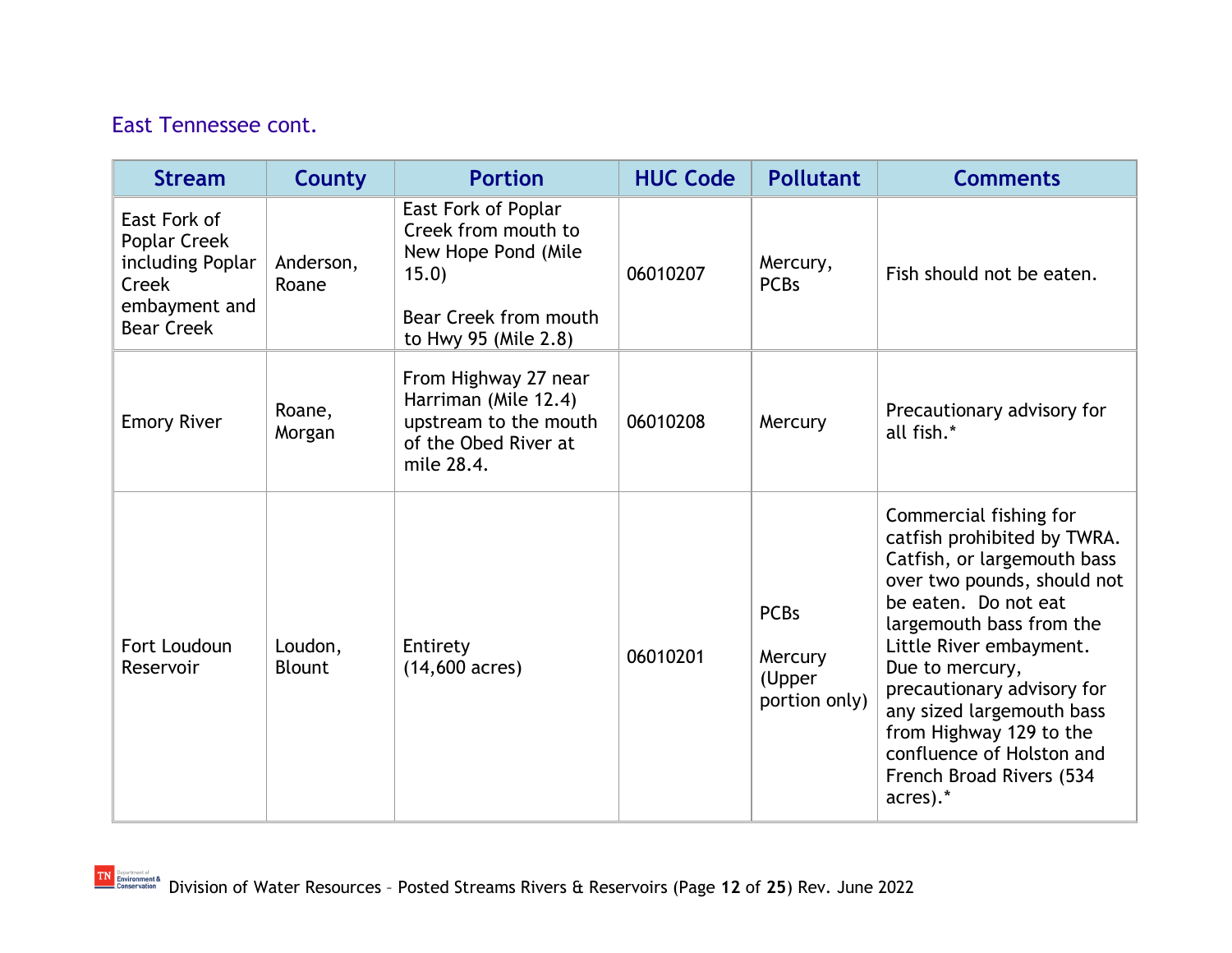## East Tennessee cont.

| Stream | County | Portion | HUC Code | Pollutant | Comments |
|---|---|---|---|---|---|
| East Fork of Poplar Creek including Poplar Creek embayment and Bear Creek | Anderson, Roane | East Fork of Poplar Creek from mouth to New Hope Pond (Mile 15.0)<br><br>Bear Creek from mouth to Hwy 95 (Mile 2.8) | 06010207 | Mercury, PCBs | Fish should not be eaten. |
| Emory River | Roane, Morgan | From Highway 27 near Harriman (Mile 12.4) upstream to the mouth of the Obed River at mile 28.4. | 06010208 | Mercury | Precautionary advisory for all fish.* |
| Fort Loudoun Reservoir | Loudon, Blount | Entirety (14,600 acres) | 06010201 | PCBs<br><br>Mercury (Upper portion only) | Commercial fishing for catfish prohibited by TWRA. Catfish, or largemouth bass over two pounds, should not be eaten. Do not eat largemouth bass from the Little River embayment. Due to mercury, precautionary advisory for any sized largemouth bass from Highway 129 to the confluence of Holston and French Broad Rivers (534 acres).* |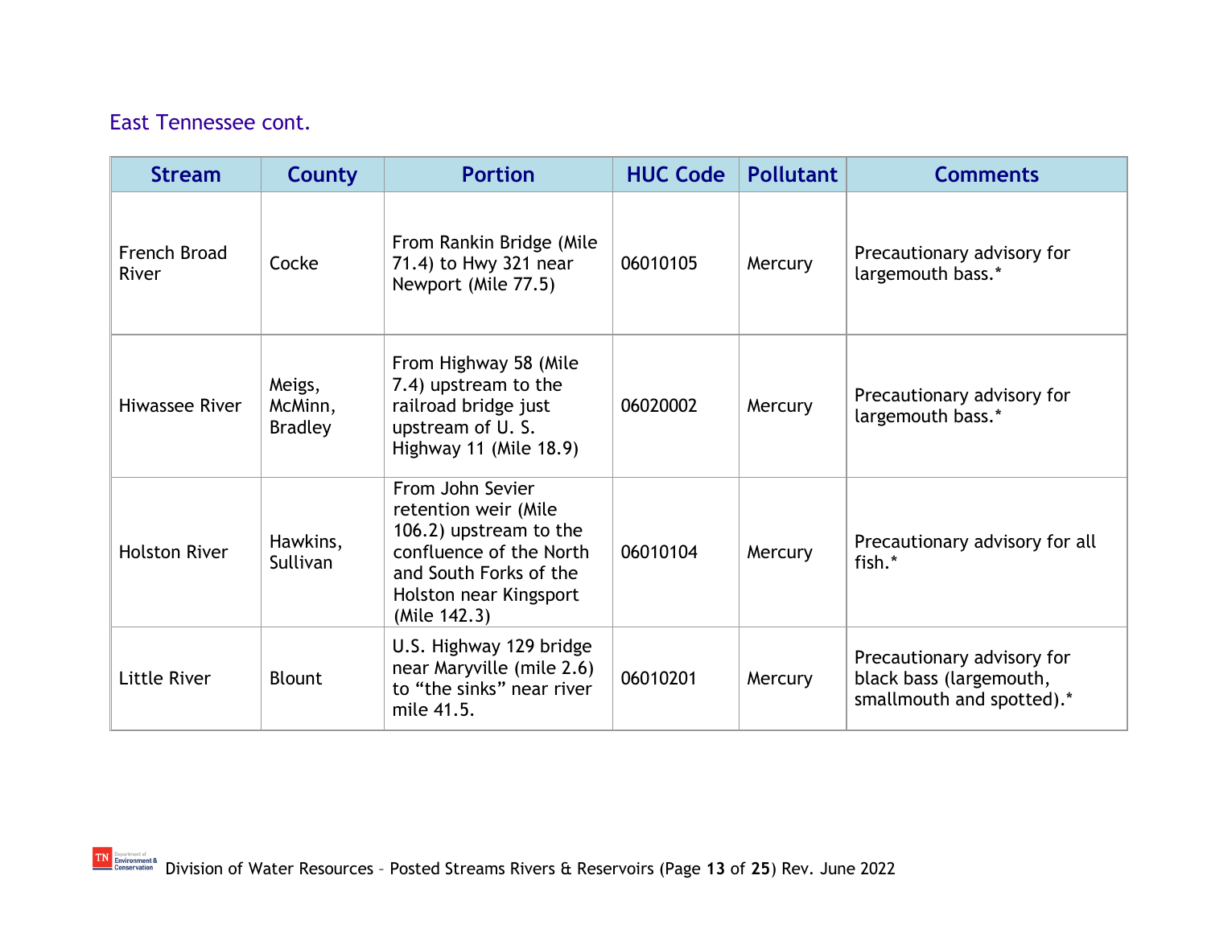## East Tennessee cont.

| Stream | County | Portion | HUC Code | Pollutant | Comments |
|---|---|---|---|---|---|
| French Broad River | Cocke | From Rankin Bridge (Mile 71.4) to Hwy 321 near Newport (Mile 77.5) | 06010105 | Mercury | Precautionary advisory for largemouth bass.* |
| Hiwassee River | Meigs, McMinn, Bradley | From Highway 58 (Mile 7.4) upstream to the railroad bridge just upstream of U. S. Highway 11 (Mile 18.9) | 06020002 | Mercury | Precautionary advisory for largemouth bass.* |
| Holston River | Hawkins, Sullivan | From John Sevier retention weir (Mile 106.2) upstream to the confluence of the North and South Forks of the Holston near Kingsport (Mile 142.3) | 06010104 | Mercury | Precautionary advisory for all fish.* |
| Little River | Blount | U.S. Highway 129 bridge near Maryville (mile 2.6) to “the sinks” near river mile 41.5. | 06010201 | Mercury | Precautionary advisory for black bass (largemouth, smallmouth and spotted).* |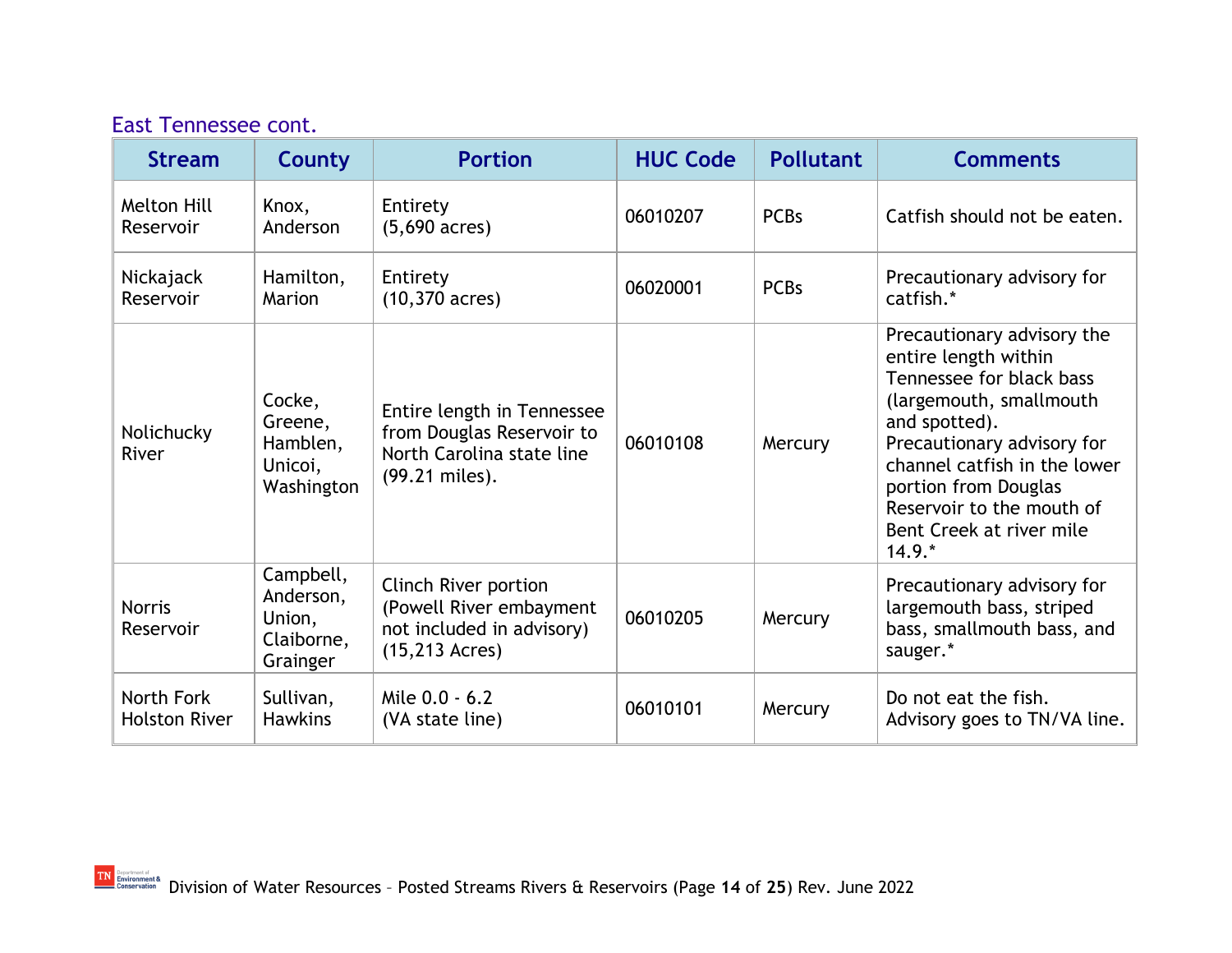## East Tennessee cont.

| Stream | County | Portion | HUC Code | Pollutant | Comments |
|---|---|---|---|---|---|
| Melton Hill Reservoir | Knox, Anderson | Entirety (5,690 acres) | 06010207 | PCBs | Catfish should not be eaten. |
| Nickajack Reservoir | Hamilton, Marion | Entirety (10,370 acres) | 06020001 | PCBs | Precautionary advisory for catfish.* |
| Nolichucky River | Cocke, Greene, Hamblen, Unicoi, Washington | Entire length in Tennessee from Douglas Reservoir to North Carolina state line (99.21 miles). | 06010108 | Mercury | Precautionary advisory the entire length within Tennessee for black bass (largemouth, smallmouth and spotted). Precautionary advisory for channel catfish in the lower portion from Douglas Reservoir to the mouth of Bent Creek at river mile 14.9.* |
| Norris Reservoir | Campbell, Anderson, Union, Claiborne, Grainger | Clinch River portion (Powell River embayment not included in advisory) (15,213 Acres) | 06010205 | Mercury | Precautionary advisory for largemouth bass, striped bass, smallmouth bass, and sauger.* |
| North Fork Holston River | Sullivan, Hawkins | Mile 0.0 - 6.2 (VA state line) | 06010101 | Mercury | Do not eat the fish. Advisory goes to TN/VA line. |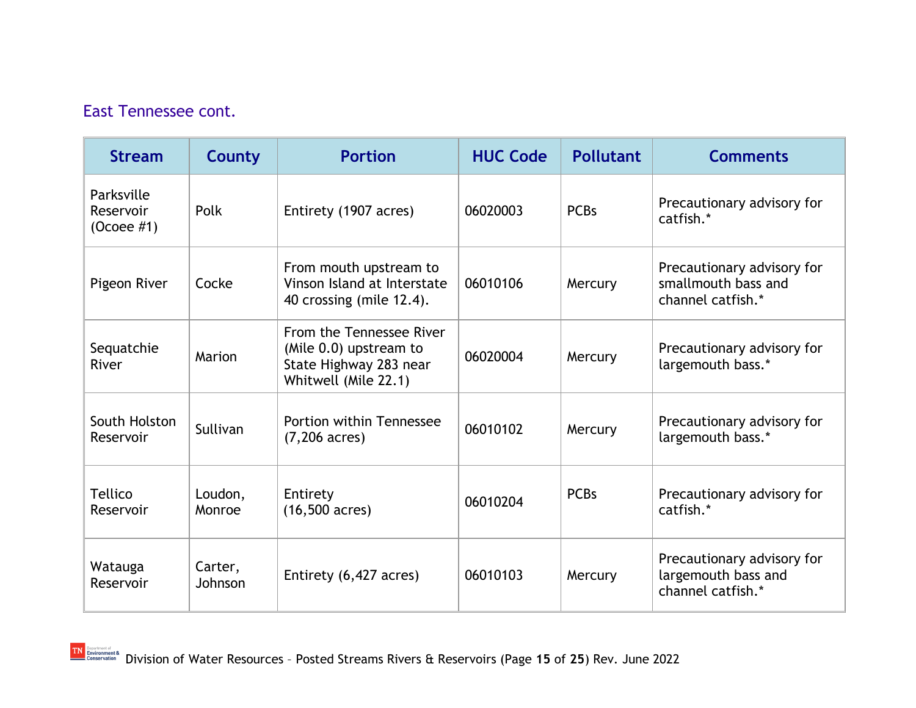### East Tennessee cont.

| Stream | County | Portion | HUC Code | Pollutant | Comments |
|---|---|---|---|---|---|
| Parksville Reservoir (Ocoee #1) | Polk | Entirety (1907 acres) | 06020003 | PCBs | Precautionary advisory for catfish.* |
| Pigeon River | Cocke | From mouth upstream to Vinson Island at Interstate 40 crossing (mile 12.4). | 06010106 | Mercury | Precautionary advisory for smallmouth bass and channel catfish.* |
| Sequatchie River | Marion | From the Tennessee River (Mile 0.0) upstream to State Highway 283 near Whitwell (Mile 22.1) | 06020004 | Mercury | Precautionary advisory for largemouth bass.* |
| South Holston Reservoir | Sullivan | Portion within Tennessee (7,206 acres) | 06010102 | Mercury | Precautionary advisory for largemouth bass.* |
| Tellico Reservoir | Loudon, Monroe | Entirety (16,500 acres) | 06010204 | PCBs | Precautionary advisory for catfish.* |
| Watauga Reservoir | Carter, Johnson | Entirety (6,427 acres) | 06010103 | Mercury | Precautionary advisory for largemouth bass and channel catfish.* |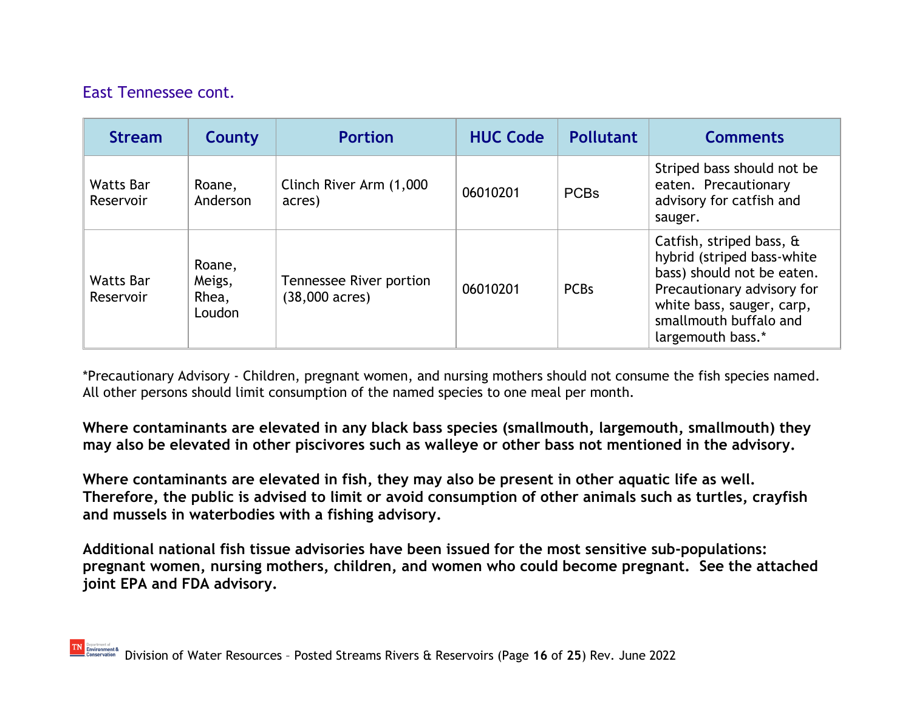## East Tennessee cont.

| Stream | County | Portion | HUC Code | Pollutant | Comments |
|---|---|---|---|---|---|
| Watts Bar Reservoir | Roane, Anderson | Clinch River Arm (1,000 acres) | 06010201 | PCBs | Striped bass should not be eaten. Precautionary advisory for catfish and sauger. |
| Watts Bar Reservoir | Roane, Meigs, Rhea, Loudon | Tennessee River portion (38,000 acres) | 06010201 | PCBs | Catfish, striped bass, & hybrid (striped bass-white bass) should not be eaten. Precautionary advisory for white bass, sauger, carp, smallmouth buffalo and largemouth bass.* |

*Precautionary Advisory - Children, pregnant women, and nursing mothers should not consume the fish species named. All other persons should limit consumption of the named species to one meal per month.

**Where contaminants are elevated in any black bass species (smallmouth, largemouth, smallmouth) they may also be elevated in other piscivores such as walleye or other bass not mentioned in the advisory.**

**Where contaminants are elevated in fish, they may also be present in other aquatic life as well. Therefore, the public is advised to limit or avoid consumption of other animals such as turtles, crayfish and mussels in waterbodies with a fishing advisory.**

**Additional national fish tissue advisories have been issued for the most sensitive sub-populations: pregnant women, nursing mothers, children, and women who could become pregnant. See the attached joint EPA and FDA advisory.**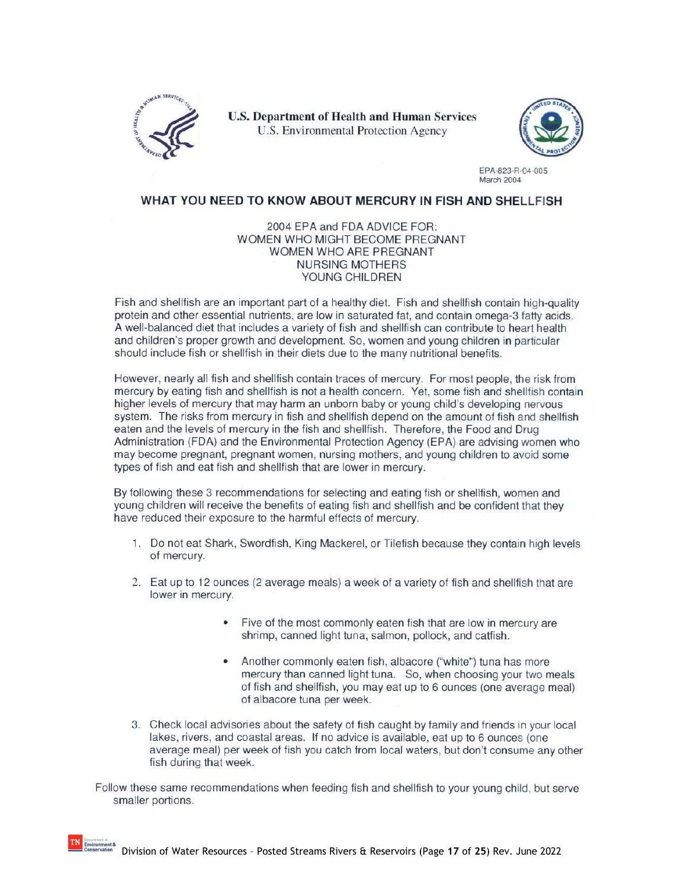U.S. Department of Health and Human Services
U.S. Environmental Protection Agency

EPA-823-R-04-005
March 2004

## WHAT YOU NEED TO KNOW ABOUT MERCURY IN FISH AND SHELLFISH

2004 EPA and FDA ADVICE FOR:
WOMEN WHO MIGHT BECOME PREGNANT
WOMEN WHO ARE PREGNANT
NURSING MOTHERS
YOUNG CHILDREN

Fish and shellfish are an important part of a healthy diet. Fish and shellfish contain high-quality protein and other essential nutrients, are low in saturated fat, and contain omega-3 fatty acids. A well-balanced diet that includes a variety of fish and shellfish can contribute to heart health and children's proper growth and development. So, women and young children in particular should include fish or shellfish in their diets due to the many nutritional benefits.

However, nearly all fish and shellfish contain traces of mercury. For most people, the risk from mercury by eating fish and shellfish is not a health concern. Yet, some fish and shellfish contain higher levels of mercury that may harm an unborn baby or young child's developing nervous system. The risks from mercury in fish and shellfish depend on the amount of fish and shellfish eaten and the levels of mercury in the fish and shellfish. Therefore, the Food and Drug Administration (FDA) and the Environmental Protection Agency (EPA) are advising women who may become pregnant, pregnant women, nursing mothers, and young children to avoid some types of fish and eat fish and shellfish that are lower in mercury.

By following these 3 recommendations for selecting and eating fish or shellfish, women and young children will receive the benefits of eating fish and shellfish and be confident that they have reduced their exposure to the harmful effects of mercury.

1. Do not eat Shark, Swordfish, King Mackerel, or Tilefish because they contain high levels of mercury.

2. Eat up to 12 ounces (2 average meals) a week of a variety of fish and shellfish that are lower in mercury.

   - Five of the most commonly eaten fish that are low in mercury are shrimp, canned light tuna, salmon, pollock, and catfish.

   - Another commonly eaten fish, albacore ("white") tuna has more mercury than canned light tuna. So, when choosing your two meals of fish and shellfish, you may eat up to 6 ounces (one average meal) of albacore tuna per week.

3. Check local advisories about the safety of fish caught by family and friends in your local lakes, rivers, and coastal areas. If no advice is available, eat up to 6 ounces (one average meal) per week of fish you catch from local waters, but don't consume any other fish during that week.

Follow these same recommendations when feeding fish and shellfish to your young child, but serve smaller portions.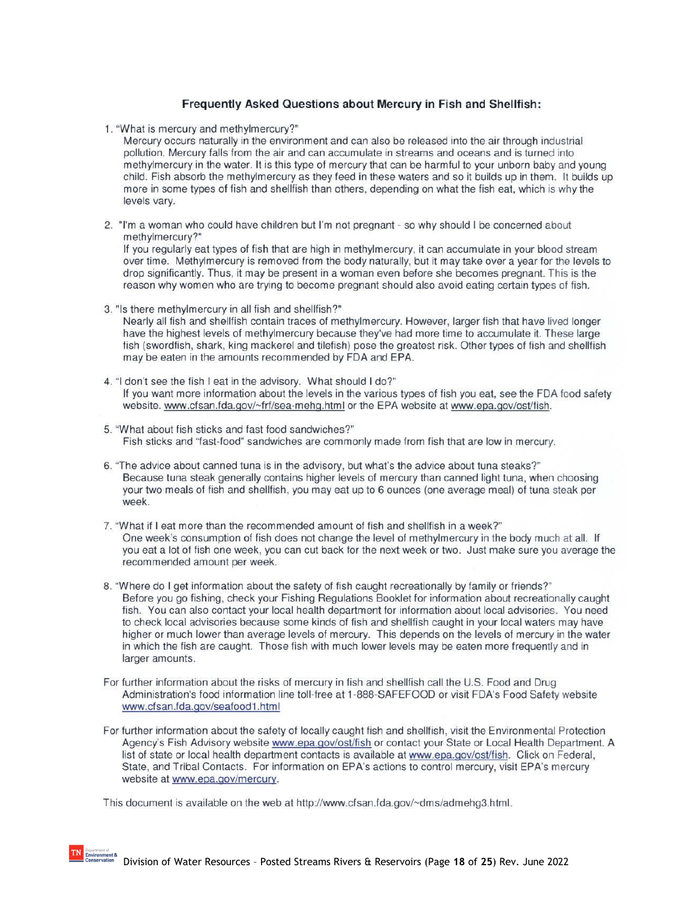## Frequently Asked Questions about Mercury in Fish and Shellfish:

1. "What is mercury and methylmercury?"

   Mercury occurs naturally in the environment and can also be released into the air through industrial pollution. Mercury falls from the air and can accumulate in streams and oceans and is turned into methylmercury in the water. It is this type of mercury that can be harmful to your unborn baby and young child. Fish absorb the methylmercury as they feed in these waters and so it builds up in them. It builds up more in some types of fish and shellfish than others, depending on what the fish eat, which is why the levels vary.

2. "I'm a woman who could have children but I'm not pregnant - so why should I be concerned about methylmercury?"

   If you regularly eat types of fish that are high in methylmercury, it can accumulate in your blood stream over time. Methylmercury is removed from the body naturally, but it may take over a year for the levels to drop significantly. Thus, it may be present in a woman even before she becomes pregnant. This is the reason why women who are trying to become pregnant should also avoid eating certain types of fish.

3. "Is there methylmercury in all fish and shellfish?"

   Nearly all fish and shellfish contain traces of methylmercury. However, larger fish that have lived longer have the highest levels of methylmercury because they've had more time to accumulate it. These large fish (swordfish, shark, king mackerel and tilefish) pose the greatest risk. Other types of fish and shellfish may be eaten in the amounts recommended by FDA and EPA.

4. "I don't see the fish I eat in the advisory. What should I do?"

   If you want more information about the levels in the various types of fish you eat, see the FDA food safety website. www.cfsan.fda.gov/~frf/sea-mehg.html or the EPA website at www.epa.gov/ost/fish.

5. "What about fish sticks and fast food sandwiches?"

   Fish sticks and "fast-food" sandwiches are commonly made from fish that are low in mercury.

6. "The advice about canned tuna is in the advisory, but what's the advice about tuna steaks?"

   Because tuna steak generally contains higher levels of mercury than canned light tuna, when choosing your two meals of fish and shellfish, you may eat up to 6 ounces (one average meal) of tuna steak per week.

7. "What if I eat more than the recommended amount of fish and shellfish in a week?"

   One week's consumption of fish does not change the level of methylmercury in the body much at all. If you eat a lot of fish one week, you can cut back for the next week or two. Just make sure you average the recommended amount per week.

8. "Where do I get information about the safety of fish caught recreationally by family or friends?"

   Before you go fishing, check your Fishing Regulations Booklet for information about recreationally caught fish. You can also contact your local health department for information about local advisories. You need to check local advisories because some kinds of fish and shellfish caught in your local waters may have higher or much lower than average levels of mercury. This depends on the levels of mercury in the water in which the fish are caught. Those fish with much lower levels may be eaten more frequently and in larger amounts.

For further information about the risks of mercury in fish and shellfish call the U.S. Food and Drug Administration's food information line toll-free at 1-888-SAFEFOOD or visit FDA's Food Safety website www.cfsan.fda.gov/seafood1.html

For further information about the safety of locally caught fish and shellfish, visit the Environmental Protection Agency's Fish Advisory website www.epa.gov/ost/fish or contact your State or Local Health Department. A list of state or local health department contacts is available at www.epa.gov/ost/fish. Click on Federal, State, and Tribal Contacts. For information on EPA's actions to control mercury, visit EPA's mercury website at www.epa.gov/mercury.

This document is available on the web at http://www.cfsan.fda.gov/~dms/admehg3.html.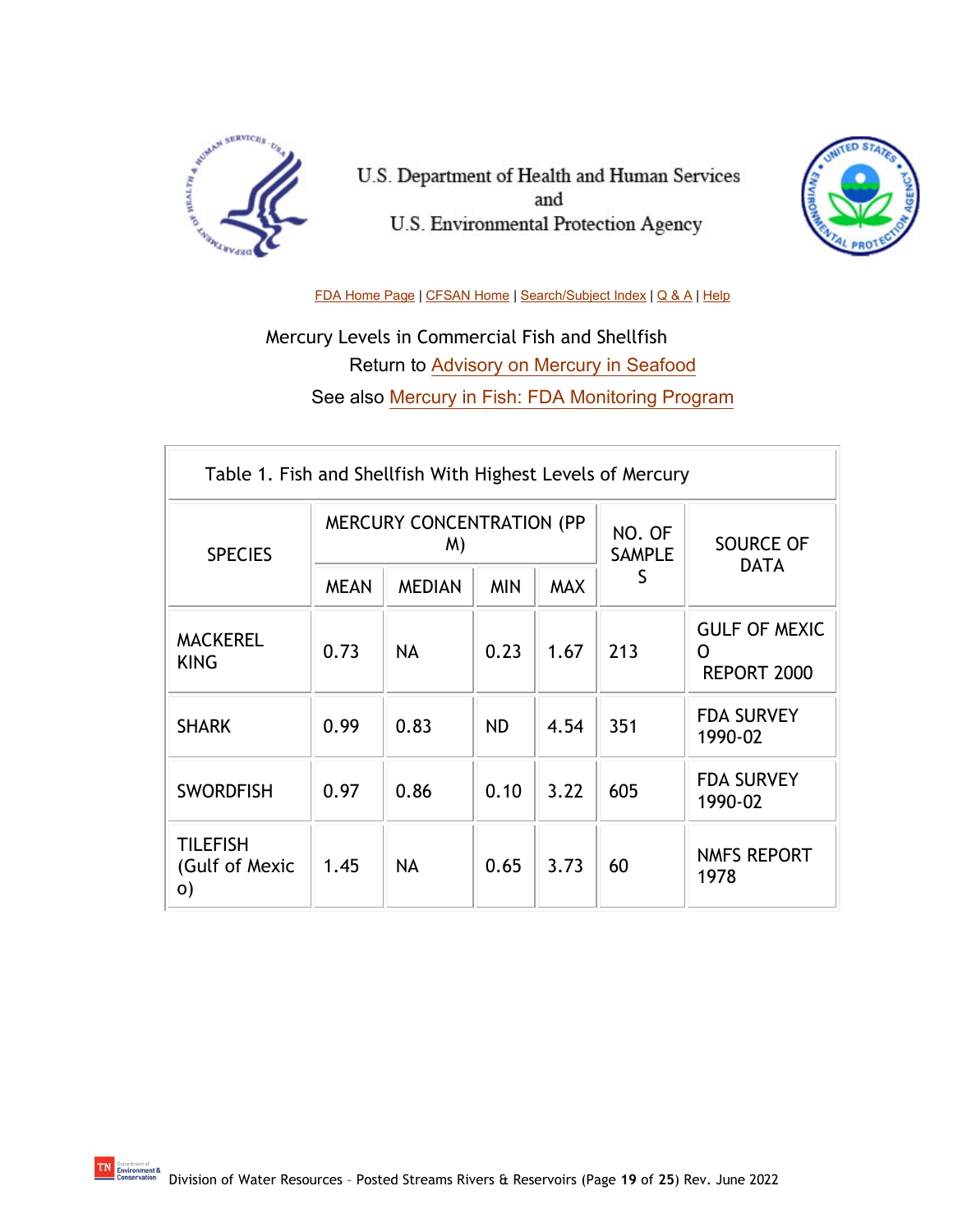U.S. Department of Health and Human Services
and
U.S. Environmental Protection Agency

FDA Home Page | CFSAN Home | Search/Subject Index | Q & A | Help

Mercury Levels in Commercial Fish and Shellfish

Return to Advisory on Mercury in Seafood

See also Mercury in Fish: FDA Monitoring Program

**Table 1. Fish and Shellfish With Highest Levels of Mercury**

| SPECIES | MERCURY CONCENTRATION (PPM) | | | | NO. OF SAMPLES | SOURCE OF DATA |
|---|---|---|---|---|---|---|
| | MEAN | MEDIAN | MIN | MAX | | |
| MACKEREL KING | 0.73 | NA | 0.23 | 1.67 | 213 | GULF OF MEXICO REPORT 2000 |
| SHARK | 0.99 | 0.83 | ND | 4.54 | 351 | FDA SURVEY 1990-02 |
| SWORDFISH | 0.97 | 0.86 | 0.10 | 3.22 | 605 | FDA SURVEY 1990-02 |
| TILEFISH (Gulf of Mexico) | 1.45 | NA | 0.65 | 3.73 | 60 | NMFS REPORT 1978 |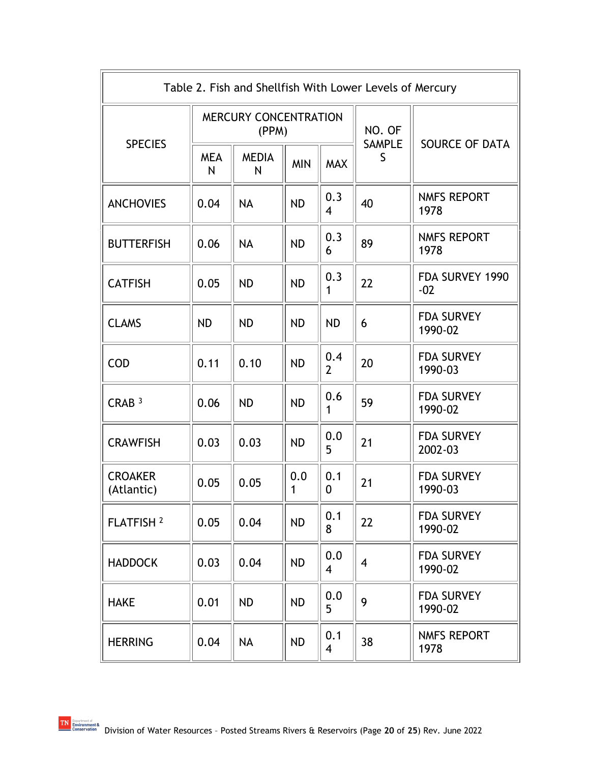| Table 2. Fish and Shellfish With Lower Levels of Mercury | | | | | | |
|---|---|---|---|---|---|---|
| SPECIES | MERCURY CONCENTRATION (PPM) | | | | NO. OF SAMPLES | SOURCE OF DATA |
| | MEAN | MEDIAN | MIN | MAX | | |
| ANCHOVIES | 0.04 | NA | ND | 0.34 | 40 | NMFS REPORT 1978 |
| BUTTERFISH | 0.06 | NA | ND | 0.36 | 89 | NMFS REPORT 1978 |
| CATFISH | 0.05 | ND | ND | 0.31 | 22 | FDA SURVEY 1990-02 |
| CLAMS | ND | ND | ND | ND | 6 | FDA SURVEY 1990-02 |
| COD | 0.11 | 0.10 | ND | 0.42 | 20 | FDA SURVEY 1990-03 |
| CRAB [3] | 0.06 | ND | ND | 0.61 | 59 | FDA SURVEY 1990-02 |
| CRAWFISH | 0.03 | 0.03 | ND | 0.05 | 21 | FDA SURVEY 2002-03 |
| CROAKER (Atlantic) | 0.05 | 0.05 | 0.01 | 0.10 | 21 | FDA SURVEY 1990-03 |
| FLATFISH [2] | 0.05 | 0.04 | ND | 0.18 | 22 | FDA SURVEY 1990-02 |
| HADDOCK | 0.03 | 0.04 | ND | 0.04 | 4 | FDA SURVEY 1990-02 |
| HAKE | 0.01 | ND | ND | 0.05 | 9 | FDA SURVEY 1990-02 |
| HERRING | 0.04 | NA | ND | 0.14 | 38 | NMFS REPORT 1978 |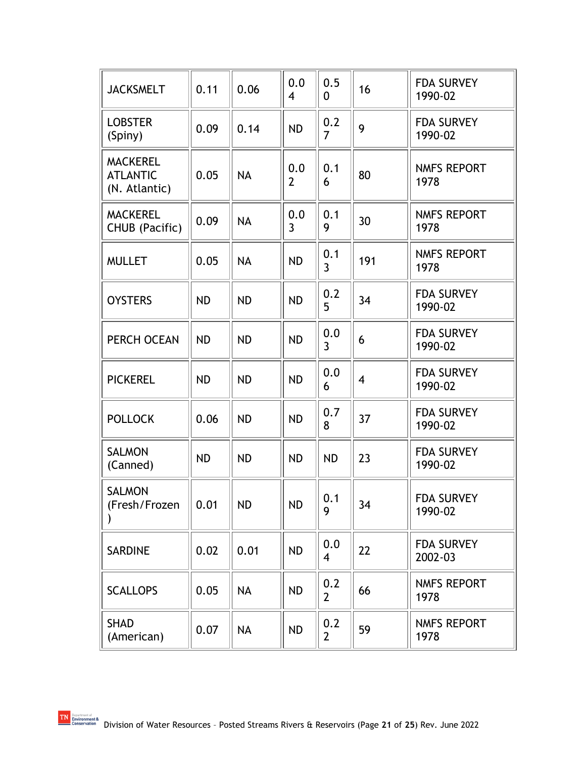| | | | | | | |
|---|---|---|---|---|---|---|
| JACKSMELT | 0.11 | 0.06 | 0.04 | 0.50 | 16 | FDA SURVEY 1990-02 |
| LOBSTER (Spiny) | 0.09 | 0.14 | ND | 0.27 | 9 | FDA SURVEY 1990-02 |
| MACKEREL ATLANTIC (N. Atlantic) | 0.05 | NA | 0.02 | 0.16 | 80 | NMFS REPORT 1978 |
| MACKEREL CHUB (Pacific) | 0.09 | NA | 0.03 | 0.19 | 30 | NMFS REPORT 1978 |
| MULLET | 0.05 | NA | ND | 0.13 | 191 | NMFS REPORT 1978 |
| OYSTERS | ND | ND | ND | 0.25 | 34 | FDA SURVEY 1990-02 |
| PERCH OCEAN | ND | ND | ND | 0.03 | 6 | FDA SURVEY 1990-02 |
| PICKEREL | ND | ND | ND | 0.06 | 4 | FDA SURVEY 1990-02 |
| POLLOCK | 0.06 | ND | ND | 0.78 | 37 | FDA SURVEY 1990-02 |
| SALMON (Canned) | ND | ND | ND | ND | 23 | FDA SURVEY 1990-02 |
| SALMON (Fresh/Frozen) | 0.01 | ND | ND | 0.19 | 34 | FDA SURVEY 1990-02 |
| SARDINE | 0.02 | 0.01 | ND | 0.04 | 22 | FDA SURVEY 2002-03 |
| SCALLOPS | 0.05 | NA | ND | 0.22 | 66 | NMFS REPORT 1978 |
| SHAD (American) | 0.07 | NA | ND | 0.22 | 59 | NMFS REPORT 1978 |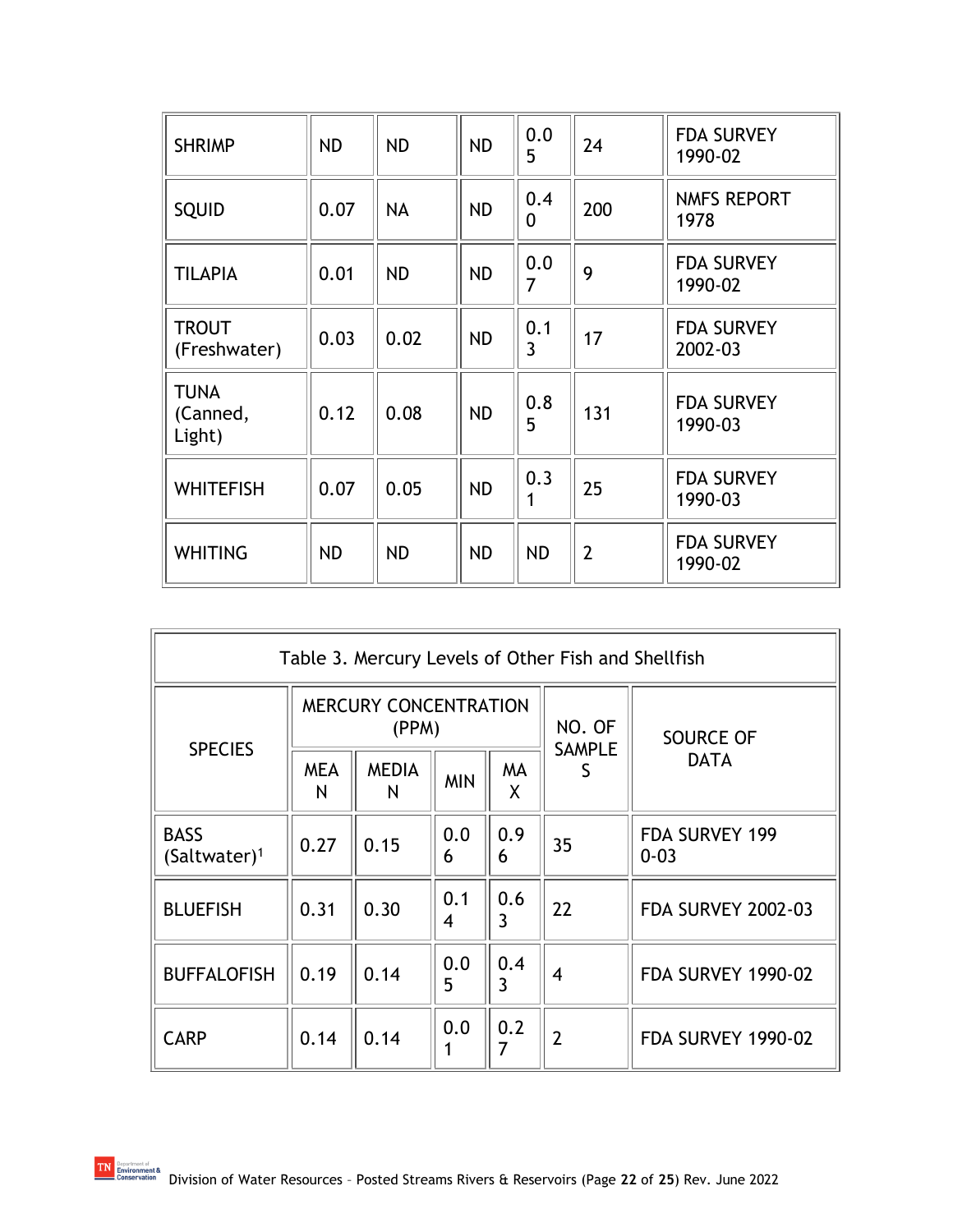| SHRIMP | ND | ND | ND | 0.05 | 24 | FDA SURVEY 1990-02 |
|---|---|---|---|---|---|---|
| SQUID | 0.07 | NA | ND | 0.40 | 200 | NMFS REPORT 1978 |
| TILAPIA | 0.01 | ND | ND | 0.07 | 9 | FDA SURVEY 1990-02 |
| TROUT (Freshwater) | 0.03 | 0.02 | ND | 0.13 | 17 | FDA SURVEY 2002-03 |
| TUNA (Canned, Light) | 0.12 | 0.08 | ND | 0.85 | 131 | FDA SURVEY 1990-03 |
| WHITEFISH | 0.07 | 0.05 | ND | 0.31 | 25 | FDA SURVEY 1990-03 |
| WHITING | ND | ND | ND | ND | 2 | FDA SURVEY 1990-02 |

Table 3. Mercury Levels of Other Fish and Shellfish

| SPECIES | MERCURY CONCENTRATION (PPM) | | | | NO. OF SAMPLES | SOURCE OF DATA |
|---|---|---|---|---|---|---|
| | MEAN | MEDIAN | MIN | MAX | | |
| BASS (Saltwater)[1] | 0.27 | 0.15 | 0.06 | 0.96 | 35 | FDA SURVEY 1990-03 |
| BLUEFISH | 0.31 | 0.30 | 0.14 | 0.63 | 22 | FDA SURVEY 2002-03 |
| BUFFALOFISH | 0.19 | 0.14 | 0.05 | 0.43 | 4 | FDA SURVEY 1990-02 |
| CARP | 0.14 | 0.14 | 0.01 | 0.27 | 2 | FDA SURVEY 1990-02 |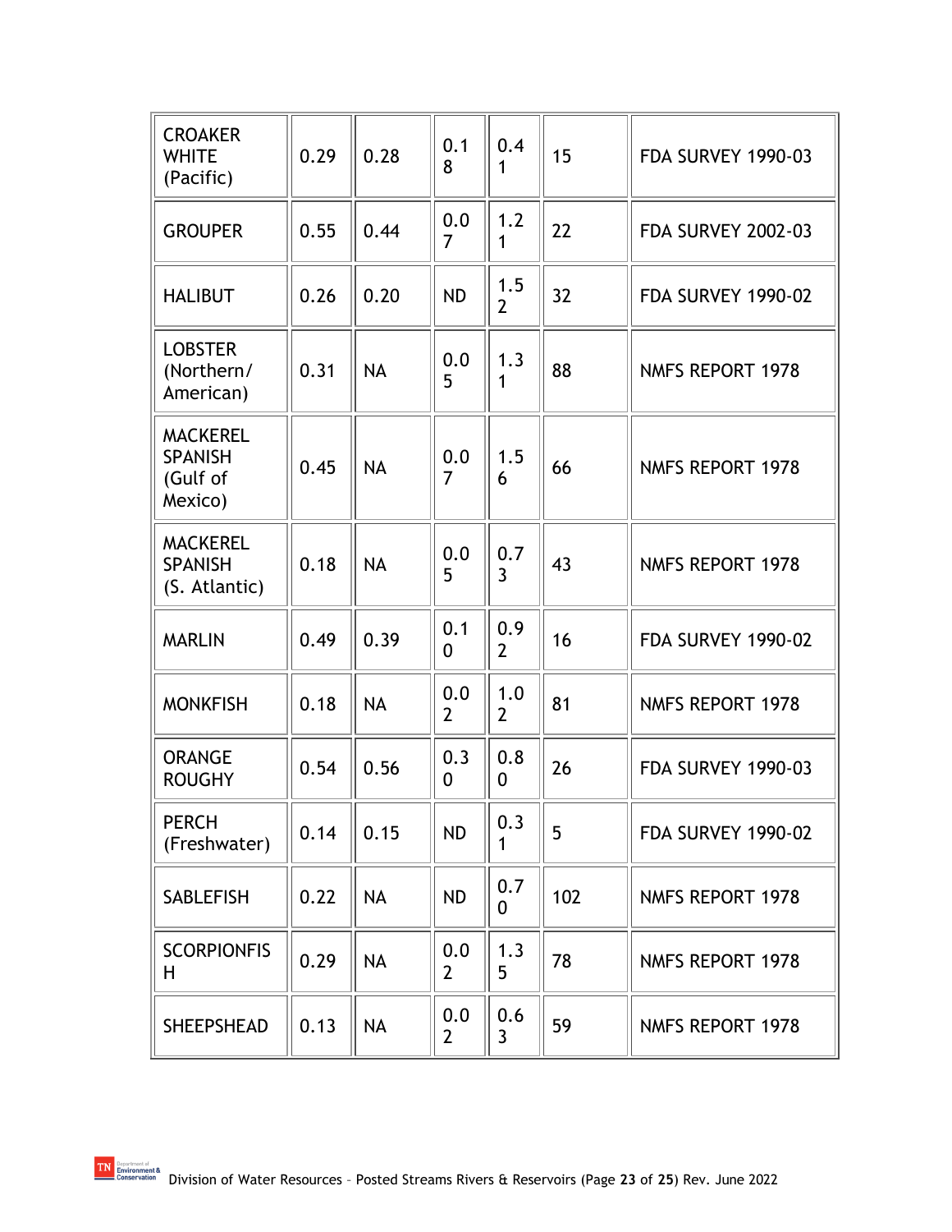| | | | | | | |
|---|---|---|---|---|---|---|
| CROAKER WHITE (Pacific) | 0.29 | 0.28 | 0.18 | 0.41 | 15 | FDA SURVEY 1990-03 |
| GROUPER | 0.55 | 0.44 | 0.07 | 1.21 | 22 | FDA SURVEY 2002-03 |
| HALIBUT | 0.26 | 0.20 | ND | 1.52 | 32 | FDA SURVEY 1990-02 |
| LOBSTER (Northern/ American) | 0.31 | NA | 0.05 | 1.31 | 88 | NMFS REPORT 1978 |
| MACKEREL SPANISH (Gulf of Mexico) | 0.45 | NA | 0.07 | 1.56 | 66 | NMFS REPORT 1978 |
| MACKEREL SPANISH (S. Atlantic) | 0.18 | NA | 0.05 | 0.73 | 43 | NMFS REPORT 1978 |
| MARLIN | 0.49 | 0.39 | 0.10 | 0.92 | 16 | FDA SURVEY 1990-02 |
| MONKFISH | 0.18 | NA | 0.02 | 1.02 | 81 | NMFS REPORT 1978 |
| ORANGE ROUGHY | 0.54 | 0.56 | 0.30 | 0.80 | 26 | FDA SURVEY 1990-03 |
| PERCH (Freshwater) | 0.14 | 0.15 | ND | 0.31 | 5 | FDA SURVEY 1990-02 |
| SABLEFISH | 0.22 | NA | ND | 0.70 | 102 | NMFS REPORT 1978 |
| SCORPIONFISH | 0.29 | NA | 0.02 | 1.35 | 78 | NMFS REPORT 1978 |
| SHEEPSHEAD | 0.13 | NA | 0.02 | 0.63 | 59 | NMFS REPORT 1978 |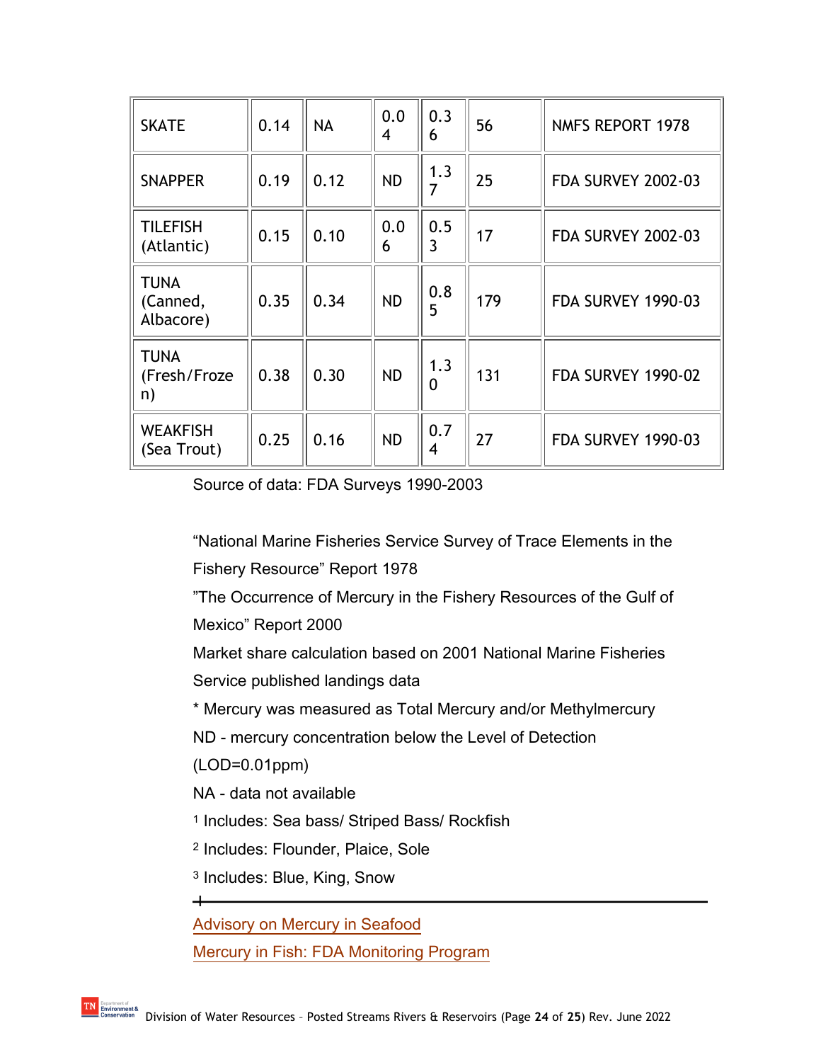| | | | | | | |
|---|---|---|---|---|---|---|
| SKATE | 0.14 | NA | 0.04 | 0.36 | 56 | NMFS REPORT 1978 |
| SNAPPER | 0.19 | 0.12 | ND | 1.37 | 25 | FDA SURVEY 2002-03 |
| TILEFISH (Atlantic) | 0.15 | 0.10 | 0.06 | 0.53 | 17 | FDA SURVEY 2002-03 |
| TUNA (Canned, Albacore) | 0.35 | 0.34 | ND | 0.85 | 179 | FDA SURVEY 1990-03 |
| TUNA (Fresh/Frozen) | 0.38 | 0.30 | ND | 1.30 | 131 | FDA SURVEY 1990-02 |
| WEAKFISH (Sea Trout) | 0.25 | 0.16 | ND | 0.74 | 27 | FDA SURVEY 1990-03 |

Source of data: FDA Surveys 1990-2003

"National Marine Fisheries Service Survey of Trace Elements in the Fishery Resource" Report 1978

"The Occurrence of Mercury in the Fishery Resources of the Gulf of Mexico" Report 2000

Market share calculation based on 2001 National Marine Fisheries Service published landings data

* Mercury was measured as Total Mercury and/or Methylmercury

ND - mercury concentration below the Level of Detection (LOD=0.01ppm)

NA - data not available

[1] Includes: Sea bass/ Striped Bass/ Rockfish

[2] Includes: Flounder, Plaice, Sole

[3] Includes: Blue, King, Snow

---

Advisory on Mercury in Seafood

Mercury in Fish: FDA Monitoring Program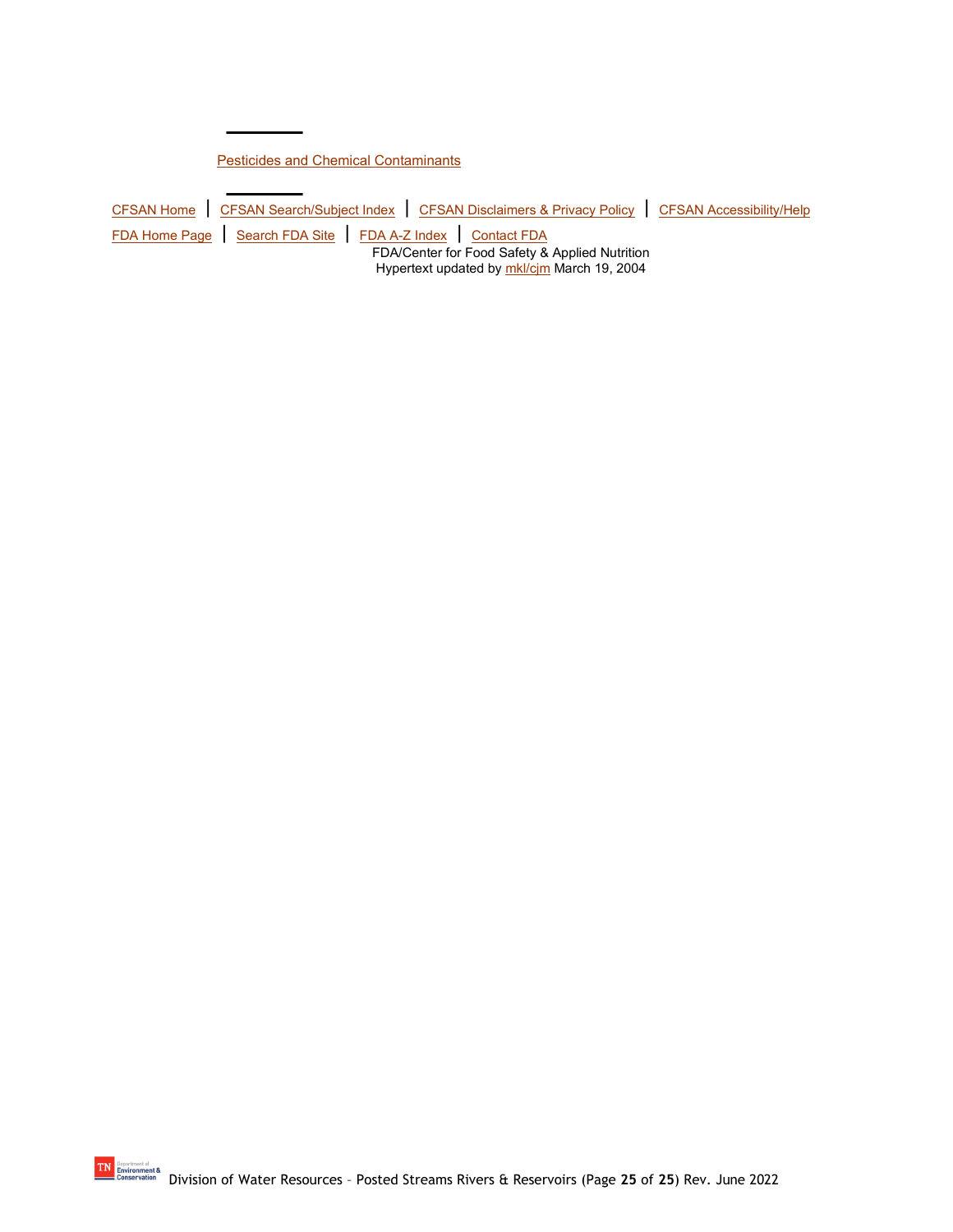---

Pesticides and Chemical Contaminants

---

CFSAN Home | CFSAN Search/Subject Index | CFSAN Disclaimers & Privacy Policy | CFSAN Accessibility/Help

FDA Home Page | Search FDA Site | FDA A-Z Index | Contact FDA

FDA/Center for Food Safety & Applied Nutrition
Hypertext updated by mkl/cjm March 19, 2004